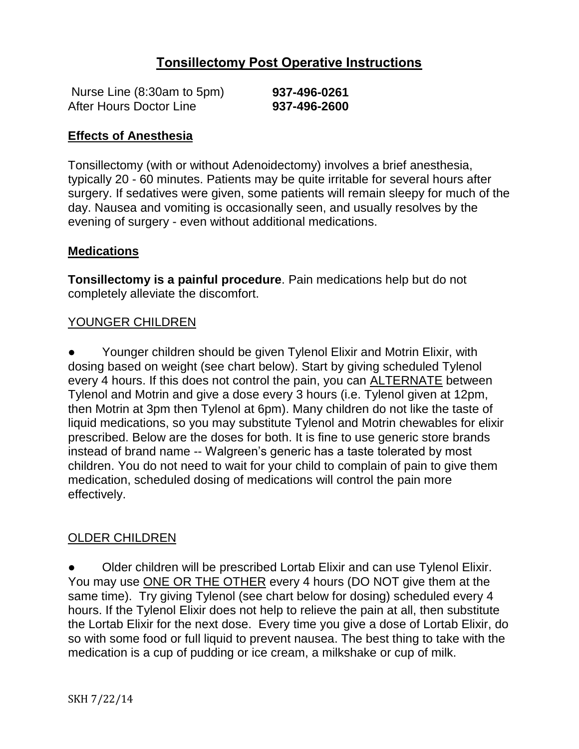# Tonsillectomy Post Operative Instructions

| | |
|---|---|
| Nurse Line (8:30am to 5pm) | **937-496-0261** |
| After Hours Doctor Line | **937-496-2600** |

## Effects of Anesthesia

Tonsillectomy (with or without Adenoidectomy) involves a brief anesthesia, typically 20 - 60 minutes. Patients may be quite irritable for several hours after surgery. If sedatives were given, some patients will remain sleepy for much of the day. Nausea and vomiting is occasionally seen, and usually resolves by the evening of surgery - even without additional medications.

## Medications

**Tonsillectomy is a painful procedure**. Pain medications help but do not completely alleviate the discomfort.

### YOUNGER CHILDREN

- Younger children should be given Tylenol Elixir and Motrin Elixir, with dosing based on weight (see chart below). Start by giving scheduled Tylenol every 4 hours. If this does not control the pain, you can ALTERNATE between Tylenol and Motrin and give a dose every 3 hours (i.e. Tylenol given at 12pm, then Motrin at 3pm then Tylenol at 6pm). Many children do not like the taste of liquid medications, so you may substitute Tylenol and Motrin chewables for elixir prescribed. Below are the doses for both. It is fine to use generic store brands instead of brand name -- Walgreen's generic has a taste tolerated by most children. You do not need to wait for your child to complain of pain to give them medication, scheduled dosing of medications will control the pain more effectively.

### OLDER CHILDREN

- Older children will be prescribed Lortab Elixir and can use Tylenol Elixir. You may use ONE OR THE OTHER every 4 hours (DO NOT give them at the same time). Try giving Tylenol (see chart below for dosing) scheduled every 4 hours. If the Tylenol Elixir does not help to relieve the pain at all, then substitute the Lortab Elixir for the next dose. Every time you give a dose of Lortab Elixir, do so with some food or full liquid to prevent nausea. The best thing to take with the medication is a cup of pudding or ice cream, a milkshake or cup of milk.

SKH 7/22/14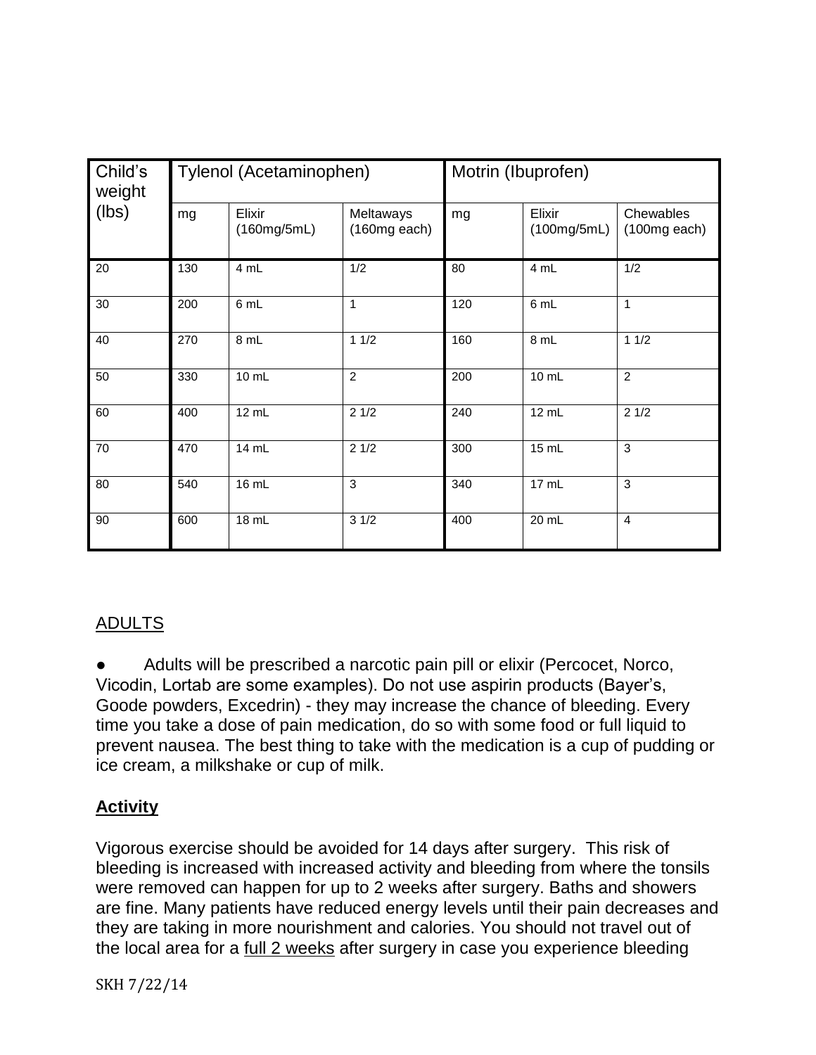| Child's weight (lbs) | Tylenol (Acetaminophen) | | | Motrin (Ibuprofen) | | |
|---|---|---|---|---|---|---|
| | mg | Elixir (160mg/5mL) | Meltaways (160mg each) | mg | Elixir (100mg/5mL) | Chewables (100mg each) |
| 20 | 130 | 4 mL | 1/2 | 80 | 4 mL | 1/2 |
| 30 | 200 | 6 mL | 1 | 120 | 6 mL | 1 |
| 40 | 270 | 8 mL | 1 1/2 | 160 | 8 mL | 1 1/2 |
| 50 | 330 | 10 mL | 2 | 200 | 10 mL | 2 |
| 60 | 400 | 12 mL | 2 1/2 | 240 | 12 mL | 2 1/2 |
| 70 | 470 | 14 mL | 2 1/2 | 300 | 15 mL | 3 |
| 80 | 540 | 16 mL | 3 | 340 | 17 mL | 3 |
| 90 | 600 | 18 mL | 3 1/2 | 400 | 20 mL | 4 |

## ADULTS

- Adults will be prescribed a narcotic pain pill or elixir (Percocet, Norco, Vicodin, Lortab are some examples). Do not use aspirin products (Bayer's, Goode powders, Excedrin) - they may increase the chance of bleeding. Every time you take a dose of pain medication, do so with some food or full liquid to prevent nausea. The best thing to take with the medication is a cup of pudding or ice cream, a milkshake or cup of milk.

## **Activity**

Vigorous exercise should be avoided for 14 days after surgery. This risk of bleeding is increased with increased activity and bleeding from where the tonsils were removed can happen for up to 2 weeks after surgery. Baths and showers are fine. Many patients have reduced energy levels until their pain decreases and they are taking in more nourishment and calories. You should not travel out of the local area for a full 2 weeks after surgery in case you experience bleeding

SKH 7/22/14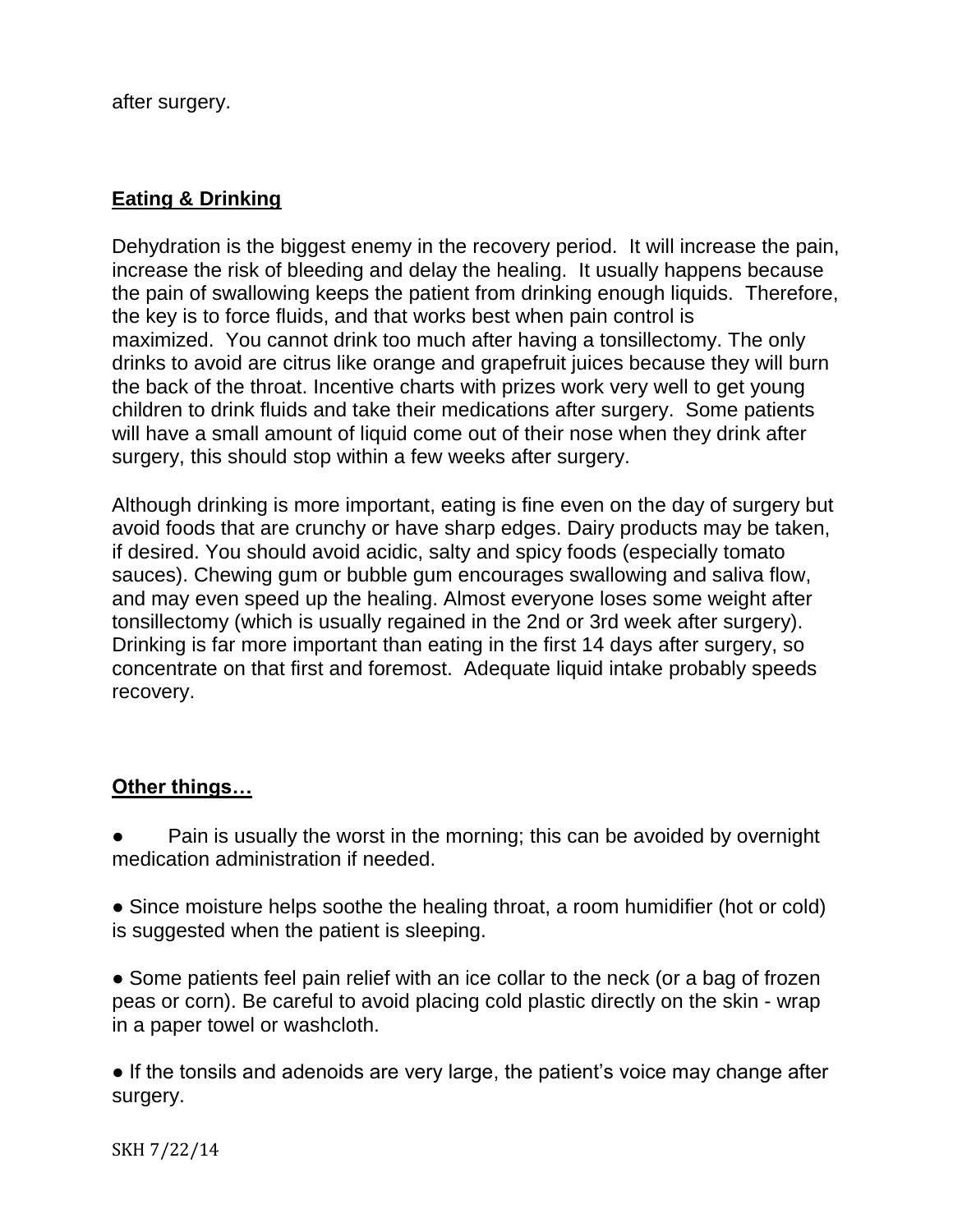after surgery.

**Eating & Drinking**

Dehydration is the biggest enemy in the recovery period. It will increase the pain, increase the risk of bleeding and delay the healing. It usually happens because the pain of swallowing keeps the patient from drinking enough liquids. Therefore, the key is to force fluids, and that works best when pain control is maximized. You cannot drink too much after having a tonsillectomy. The only drinks to avoid are citrus like orange and grapefruit juices because they will burn the back of the throat. Incentive charts with prizes work very well to get young children to drink fluids and take their medications after surgery. Some patients will have a small amount of liquid come out of their nose when they drink after surgery, this should stop within a few weeks after surgery.

Although drinking is more important, eating is fine even on the day of surgery but avoid foods that are crunchy or have sharp edges. Dairy products may be taken, if desired. You should avoid acidic, salty and spicy foods (especially tomato sauces). Chewing gum or bubble gum encourages swallowing and saliva flow, and may even speed up the healing. Almost everyone loses some weight after tonsillectomy (which is usually regained in the 2nd or 3rd week after surgery). Drinking is far more important than eating in the first 14 days after surgery, so concentrate on that first and foremost. Adequate liquid intake probably speeds recovery.

**Other things…**

- Pain is usually the worst in the morning; this can be avoided by overnight medication administration if needed.

- Since moisture helps soothe the healing throat, a room humidifier (hot or cold) is suggested when the patient is sleeping.

- Some patients feel pain relief with an ice collar to the neck (or a bag of frozen peas or corn). Be careful to avoid placing cold plastic directly on the skin - wrap in a paper towel or washcloth.

- If the tonsils and adenoids are very large, the patient's voice may change after surgery.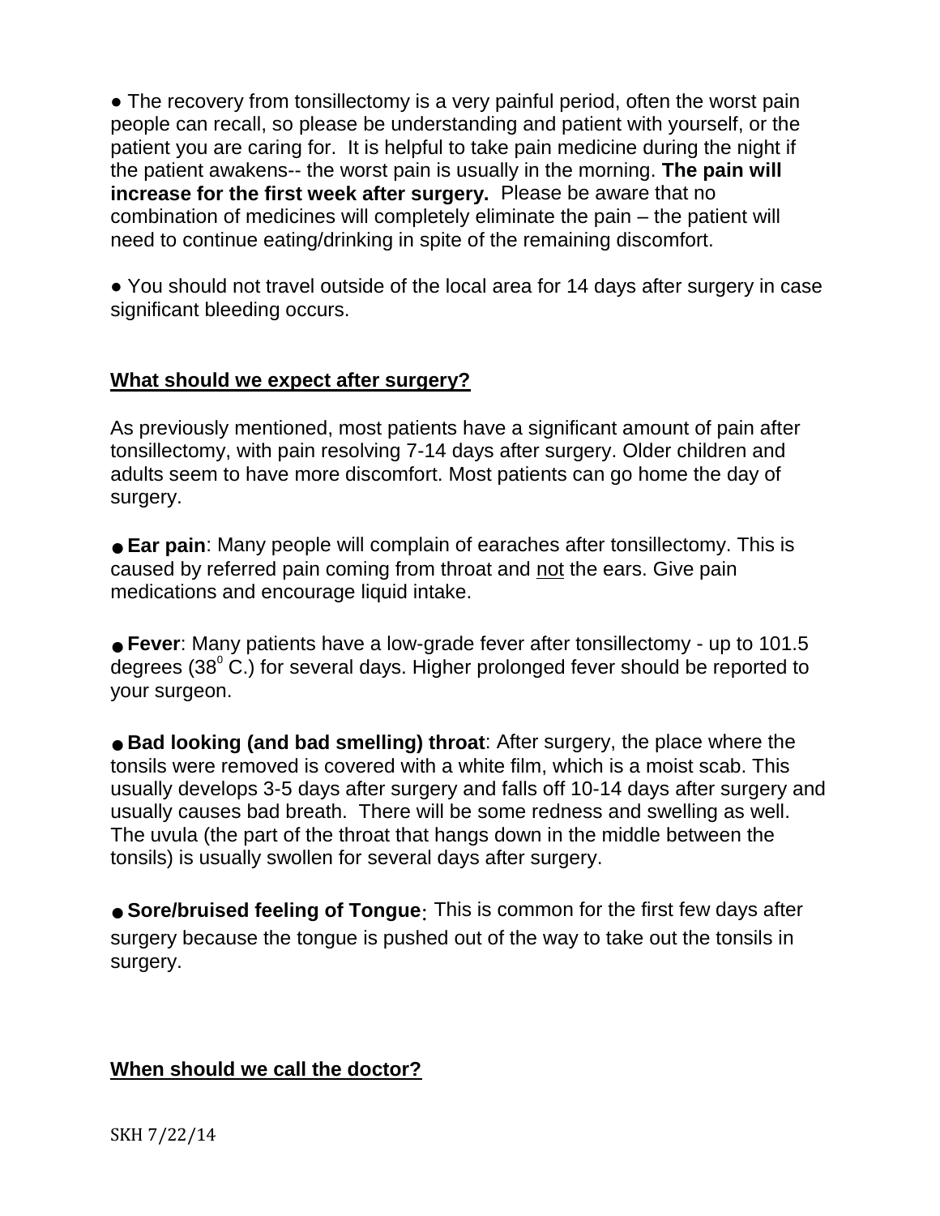- The recovery from tonsillectomy is a very painful period, often the worst pain people can recall, so please be understanding and patient with yourself, or the patient you are caring for. It is helpful to take pain medicine during the night if the patient awakens-- the worst pain is usually in the morning. **The pain will increase for the first week after surgery.** Please be aware that no combination of medicines will completely eliminate the pain – the patient will need to continue eating/drinking in spite of the remaining discomfort.

- You should not travel outside of the local area for 14 days after surgery in case significant bleeding occurs.

## <u>What should we expect after surgery?</u>

As previously mentioned, most patients have a significant amount of pain after tonsillectomy, with pain resolving 7-14 days after surgery. Older children and adults seem to have more discomfort. Most patients can go home the day of surgery.

- **Ear pain**: Many people will complain of earaches after tonsillectomy. This is caused by referred pain coming from throat and <u>not</u> the ears. Give pain medications and encourage liquid intake.

- **Fever**: Many patients have a low-grade fever after tonsillectomy - up to 101.5 degrees ($38^{o}$ C.) for several days. Higher prolonged fever should be reported to your surgeon.

- **Bad looking (and bad smelling) throat**: After surgery, the place where the tonsils were removed is covered with a white film, which is a moist scab. This usually develops 3-5 days after surgery and falls off 10-14 days after surgery and usually causes bad breath. There will be some redness and swelling as well. The uvula (the part of the throat that hangs down in the middle between the tonsils) is usually swollen for several days after surgery.

- **Sore/bruised feeling of Tongue**: This is common for the first few days after surgery because the tongue is pushed out of the way to take out the tonsils in surgery.

## <u>When should we call the doctor?</u>

SKH 7/22/14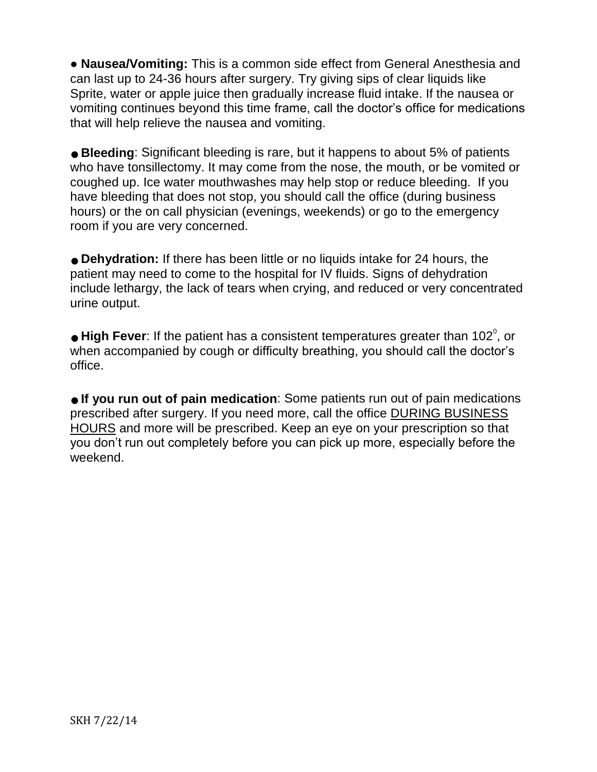● **Nausea/Vomiting:** This is a common side effect from General Anesthesia and can last up to 24-36 hours after surgery. Try giving sips of clear liquids like Sprite, water or apple juice then gradually increase fluid intake. If the nausea or vomiting continues beyond this time frame, call the doctor's office for medications that will help relieve the nausea and vomiting.

● **Bleeding**: Significant bleeding is rare, but it happens to about 5% of patients who have tonsillectomy. It may come from the nose, the mouth, or be vomited or coughed up. Ice water mouthwashes may help stop or reduce bleeding. If you have bleeding that does not stop, you should call the office (during business hours) or the on call physician (evenings, weekends) or go to the emergency room if you are very concerned.

● **Dehydration:** If there has been little or no liquids intake for 24 hours, the patient may need to come to the hospital for IV fluids. Signs of dehydration include lethargy, the lack of tears when crying, and reduced or very concentrated urine output.

● **High Fever**: If the patient has a consistent temperatures greater than $102^0$, or when accompanied by cough or difficulty breathing, you should call the doctor's office.

● **If you run out of pain medication**: Some patients run out of pain medications prescribed after surgery. If you need more, call the office <u>DURING BUSINESS HOURS</u> and more will be prescribed. Keep an eye on your prescription so that you don't run out completely before you can pick up more, especially before the weekend.

SKH 7/22/14